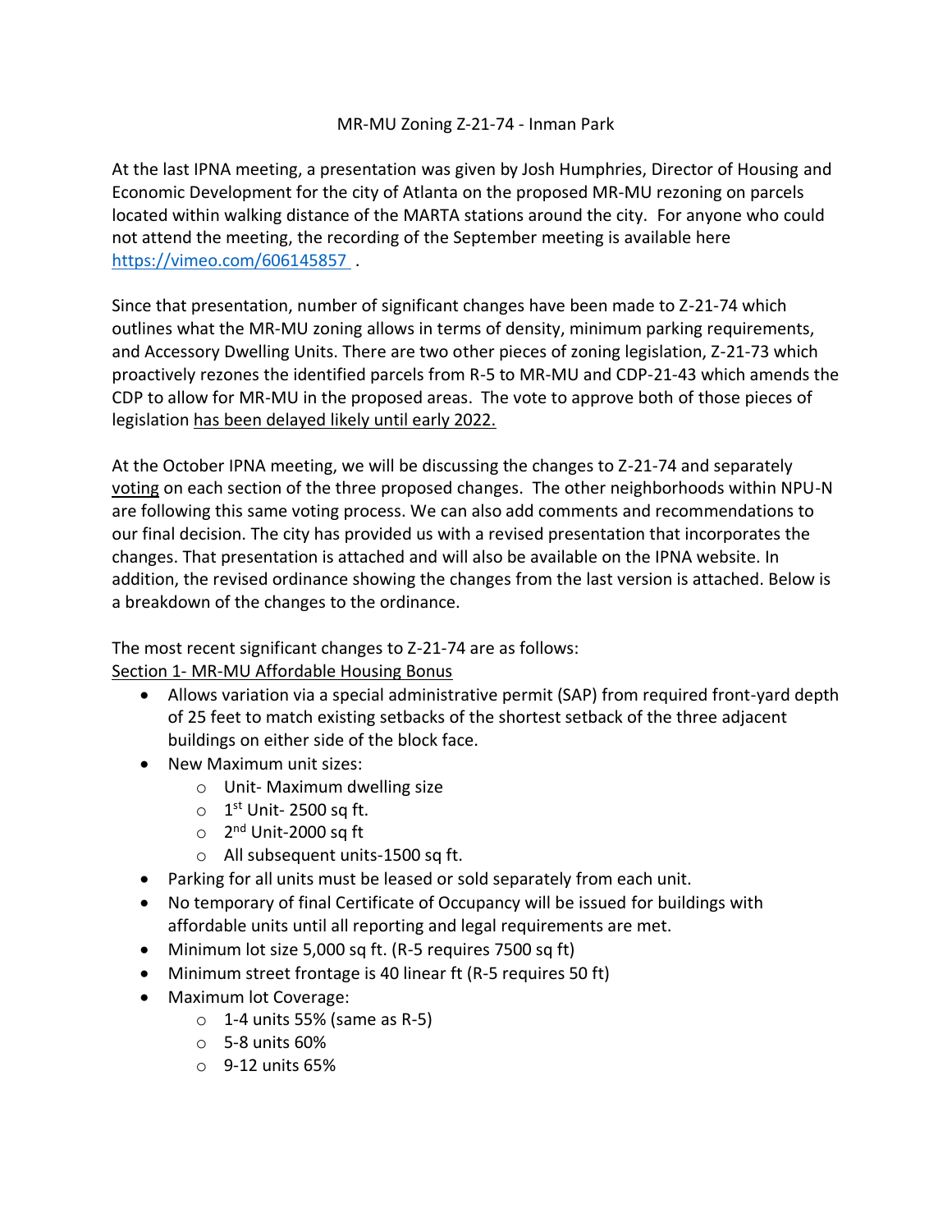# MR-MU Zoning Z-21-74 - Inman Park

At the last IPNA meeting, a presentation was given by Josh Humphries, Director of Housing and Economic Development for the city of Atlanta on the proposed MR-MU rezoning on parcels located within walking distance of the MARTA stations around the city. For anyone who could not attend the meeting, the recording of the September meeting is available here https://vimeo.com/606145857 .

Since that presentation, number of significant changes have been made to Z-21-74 which outlines what the MR-MU zoning allows in terms of density, minimum parking requirements, and Accessory Dwelling Units. There are two other pieces of zoning legislation, Z-21-73 which proactively rezones the identified parcels from R-5 to MR-MU and CDP-21-43 which amends the CDP to allow for MR-MU in the proposed areas. The vote to approve both of those pieces of legislation <u>has been delayed likely until early 2022.</u>

At the October IPNA meeting, we will be discussing the changes to Z-21-74 and separately <u>voting</u> on each section of the three proposed changes. The other neighborhoods within NPU-N are following this same voting process. We can also add comments and recommendations to our final decision. The city has provided us with a revised presentation that incorporates the changes. That presentation is attached and will also be available on the IPNA website. In addition, the revised ordinance showing the changes from the last version is attached. Below is a breakdown of the changes to the ordinance.

The most recent significant changes to Z-21-74 are as follows:
<u>Section 1- MR-MU Affordable Housing Bonus</u>

- Allows variation via a special administrative permit (SAP) from required front-yard depth of 25 feet to match existing setbacks of the shortest setback of the three adjacent buildings on either side of the block face.
- New Maximum unit sizes:
  - Unit- Maximum dwelling size
  - 1st Unit- 2500 sq ft.
  - 2nd Unit-2000 sq ft
  - All subsequent units-1500 sq ft.
- Parking for all units must be leased or sold separately from each unit.
- No temporary of final Certificate of Occupancy will be issued for buildings with affordable units until all reporting and legal requirements are met.
- Minimum lot size 5,000 sq ft. (R-5 requires 7500 sq ft)
- Minimum street frontage is 40 linear ft (R-5 requires 50 ft)
- Maximum lot Coverage:
  - 1-4 units 55% (same as R-5)
  - 5-8 units 60%
  - 9-12 units 65%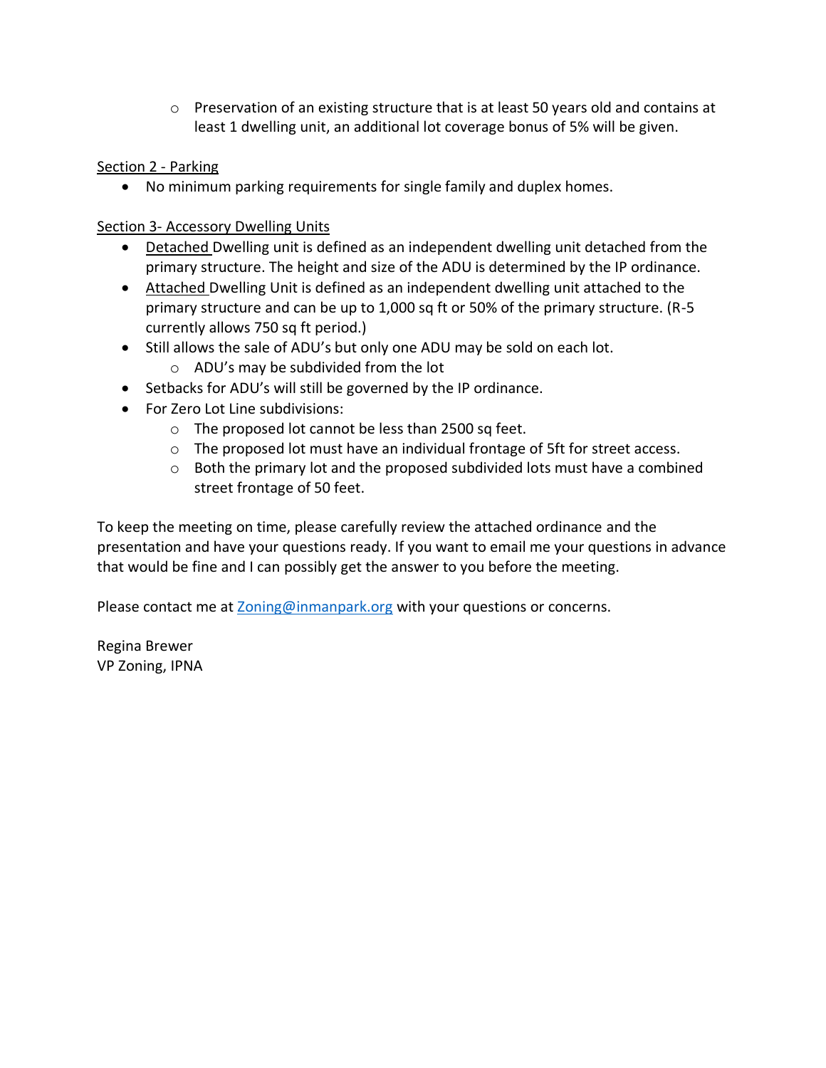- Preservation of an existing structure that is at least 50 years old and contains at least 1 dwelling unit, an additional lot coverage bonus of 5% will be given.

<u>Section 2 - Parking</u>

- No minimum parking requirements for single family and duplex homes.

<u>Section 3- Accessory Dwelling Units</u>

- <u>Detached</u> Dwelling unit is defined as an independent dwelling unit detached from the primary structure. The height and size of the ADU is determined by the IP ordinance.
- <u>Attached</u> Dwelling Unit is defined as an independent dwelling unit attached to the primary structure and can be up to 1,000 sq ft or 50% of the primary structure. (R-5 currently allows 750 sq ft period.)
- Still allows the sale of ADU's but only one ADU may be sold on each lot.
  - ADU's may be subdivided from the lot
- Setbacks for ADU's will still be governed by the IP ordinance.
- For Zero Lot Line subdivisions:
  - The proposed lot cannot be less than 2500 sq feet.
  - The proposed lot must have an individual frontage of 5ft for street access.
  - Both the primary lot and the proposed subdivided lots must have a combined street frontage of 50 feet.

To keep the meeting on time, please carefully review the attached ordinance and the presentation and have your questions ready. If you want to email me your questions in advance that would be fine and I can possibly get the answer to you before the meeting.

Please contact me at Zoning@inmanpark.org with your questions or concerns.

Regina Brewer
VP Zoning, IPNA